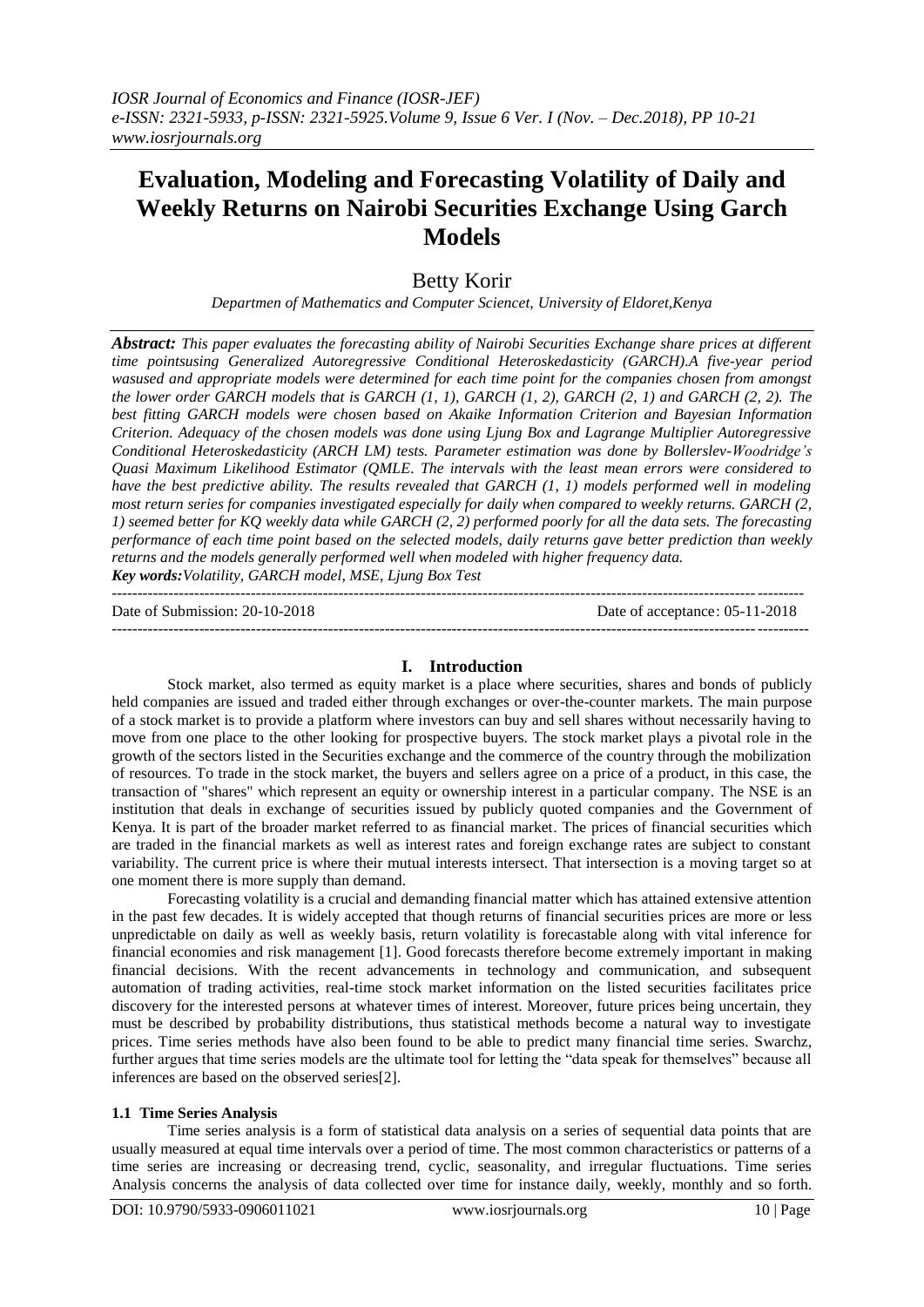# Evaluation, Modeling and Forecasting Volatility of Daily and Weekly Returns on Nairobi Securities Exchange Using Garch Models

Betty Korir

*Departmen of Mathematics and Computer Sciencet, University of Eldoret,Kenya*

***Abstract:*** *This paper evaluates the forecasting ability of Nairobi Securities Exchange share prices at different time pointsusing Generalized Autoregressive Conditional Heteroskedasticity (GARCH).A five-year period wasused and appropriate models were determined for each time point for the companies chosen from amongst the lower order GARCH models that is GARCH (1, 1), GARCH (1, 2), GARCH (2, 1) and GARCH (2, 2). The best fitting GARCH models were chosen based on Akaike Information Criterion and Bayesian Information Criterion. Adequacy of the chosen models was done using Ljung Box and Lagrange Multiplier Autoregressive Conditional Heteroskedasticity (ARCH LM) tests. Parameter estimation was done by Bollerslev-Woodridge's Quasi Maximum Likelihood Estimator (QMLE. The intervals with the least mean errors were considered to have the best predictive ability. The results revealed that GARCH (1, 1) models performed well in modeling most return series for companies investigated especially for daily when compared to weekly returns. GARCH (2, 1) seemed better for KQ weekly data while GARCH (2, 2) performed poorly for all the data sets. The forecasting performance of each time point based on the selected models, daily returns gave better prediction than weekly returns and the models generally performed well when modeled with higher frequency data.*

***Key words:*** *Volatility, GARCH model, MSE, Ljung Box Test*

---

Date of Submission: 20-10-2018 Date of acceptance: 05-11-2018

---

## I. Introduction

Stock market, also termed as equity market is a place where securities, shares and bonds of publicly held companies are issued and traded either through exchanges or over-the-counter markets. The main purpose of a stock market is to provide a platform where investors can buy and sell shares without necessarily having to move from one place to the other looking for prospective buyers. The stock market plays a pivotal role in the growth of the sectors listed in the Securities exchange and the commerce of the country through the mobilization of resources. To trade in the stock market, the buyers and sellers agree on a price of a product, in this case, the transaction of "shares" which represent an equity or ownership interest in a particular company. The NSE is an institution that deals in exchange of securities issued by publicly quoted companies and the Government of Kenya. It is part of the broader market referred to as financial market. The prices of financial securities which are traded in the financial markets as well as interest rates and foreign exchange rates are subject to constant variability. The current price is where their mutual interests intersect. That intersection is a moving target so at one moment there is more supply than demand.

Forecasting volatility is a crucial and demanding financial matter which has attained extensive attention in the past few decades. It is widely accepted that though returns of financial securities prices are more or less unpredictable on daily as well as weekly basis, return volatility is forecastable along with vital inference for financial economies and risk management [1]. Good forecasts therefore become extremely important in making financial decisions. With the recent advancements in technology and communication, and subsequent automation of trading activities, real-time stock market information on the listed securities facilitates price discovery for the interested persons at whatever times of interest. Moreover, future prices being uncertain, they must be described by probability distributions, thus statistical methods become a natural way to investigate prices. Time series methods have also been found to be able to predict many financial time series. Swarchz, further argues that time series models are the ultimate tool for letting the "data speak for themselves" because all inferences are based on the observed series[2].

### 1.1 Time Series Analysis

Time series analysis is a form of statistical data analysis on a series of sequential data points that are usually measured at equal time intervals over a period of time. The most common characteristics or patterns of a time series are increasing or decreasing trend, cyclic, seasonality, and irregular fluctuations. Time series Analysis concerns the analysis of data collected over time for instance daily, weekly, monthly and so forth.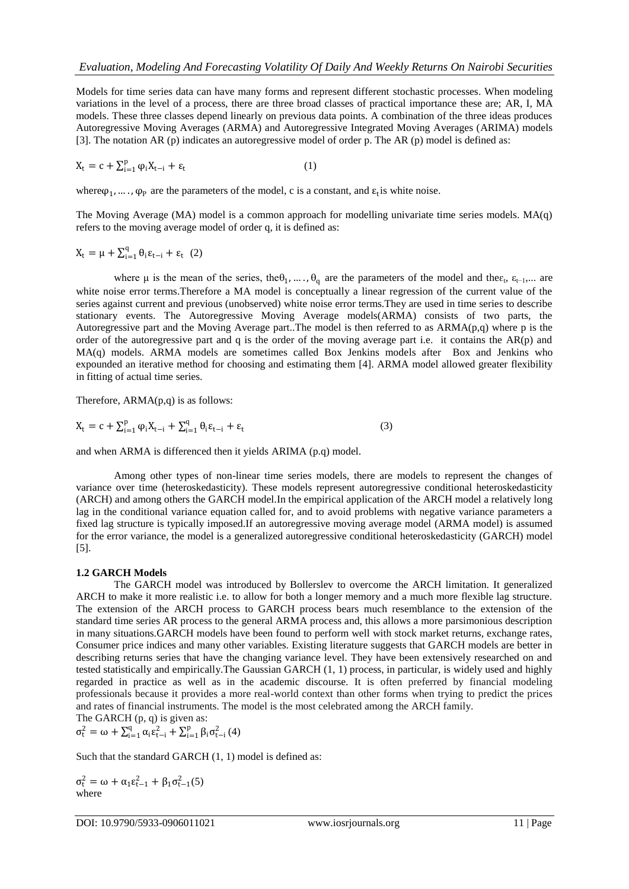Models for time series data can have many forms and represent different stochastic processes. When modeling variations in the level of a process, there are three broad classes of practical importance these are; AR, I, MA models. These three classes depend linearly on previous data points. A combination of the three ideas produces Autoregressive Moving Averages (ARMA) and Autoregressive Integrated Moving Averages (ARIMA) models [3]. The notation AR (p) indicates an autoregressive model of order p. The AR (p) model is defined as:

$$X_t = c + \sum_{i=1}^{p} \varphi_i X_{t-i} + \varepsilon_t \qquad (1)$$

where $\varphi_1, \ldots, \varphi_p$ are the parameters of the model, c is a constant, and $\varepsilon_t$ is white noise.

The Moving Average (MA) model is a common approach for modelling univariate time series models. MA(q) refers to the moving average model of order q, it is defined as:

$$X_t = \mu + \sum_{i=1}^{q} \theta_i \varepsilon_{t-i} + \varepsilon_t \quad (2)$$

where μ is the mean of the series, the $\theta_1, \ldots, \theta_q$ are the parameters of the model and the $\varepsilon_t$, $\varepsilon_{t-1}$,... are white noise error terms. Therefore a MA model is conceptually a linear regression of the current value of the series against current and previous (unobserved) white noise error terms. They are used in time series to describe stationary events. The Autoregressive Moving Average models(ARMA) consists of two parts, the Autoregressive part and the Moving Average part..The model is then referred to as ARMA(p,q) where p is the order of the autoregressive part and q is the order of the moving average part i.e. it contains the AR(p) and MA(q) models. ARMA models are sometimes called Box Jenkins models after Box and Jenkins who expounded an iterative method for choosing and estimating them [4]. ARMA model allowed greater flexibility in fitting of actual time series.

Therefore, ARMA(p,q) is as follows:

$$X_t = c + \sum_{i=1}^{p} \varphi_i X_{t-i} + \sum_{i=1}^{q} \theta_i \varepsilon_{t-i} + \varepsilon_t \qquad (3)$$

and when ARMA is differenced then it yields ARIMA (p.q) model.

Among other types of non-linear time series models, there are models to represent the changes of variance over time (heteroskedasticity). These models represent autoregressive conditional heteroskedasticity (ARCH) and among others the GARCH model. In the empirical application of the ARCH model a relatively long lag in the conditional variance equation called for, and to avoid problems with negative variance parameters a fixed lag structure is typically imposed. If an autoregressive moving average model (ARMA model) is assumed for the error variance, the model is a generalized autoregressive conditional heteroskedasticity (GARCH) model [5].

### 1.2 GARCH Models

The GARCH model was introduced by Bollerslev to overcome the ARCH limitation. It generalized ARCH to make it more realistic i.e. to allow for both a longer memory and a much more flexible lag structure. The extension of the ARCH process to GARCH process bears much resemblance to the extension of the standard time series AR process to the general ARMA process and, this allows a more parsimonious description in many situations. GARCH models have been found to perform well with stock market returns, exchange rates, Consumer price indices and many other variables. Existing literature suggests that GARCH models are better in describing returns series that have the changing variance level. They have been extensively researched on and tested statistically and empirically. The Gaussian GARCH (1, 1) process, in particular, is widely used and highly regarded in practice as well as in the academic discourse. It is often preferred by financial modeling professionals because it provides a more real-world context than other forms when trying to predict the prices and rates of financial instruments. The model is the most celebrated among the ARCH family.

The GARCH (p, q) is given as:

$$\sigma_t^2 = \omega + \sum_{i=1}^{q} \alpha_i \varepsilon_{t-i}^2 + \sum_{i=1}^{p} \beta_i \sigma_{t-i}^2 \quad (4)$$

Such that the standard GARCH (1, 1) model is defined as:

$$\sigma_t^2 = \omega + \alpha_1 \varepsilon_{t-1}^2 + \beta_1 \sigma_{t-1}^2 \quad (5)$$

where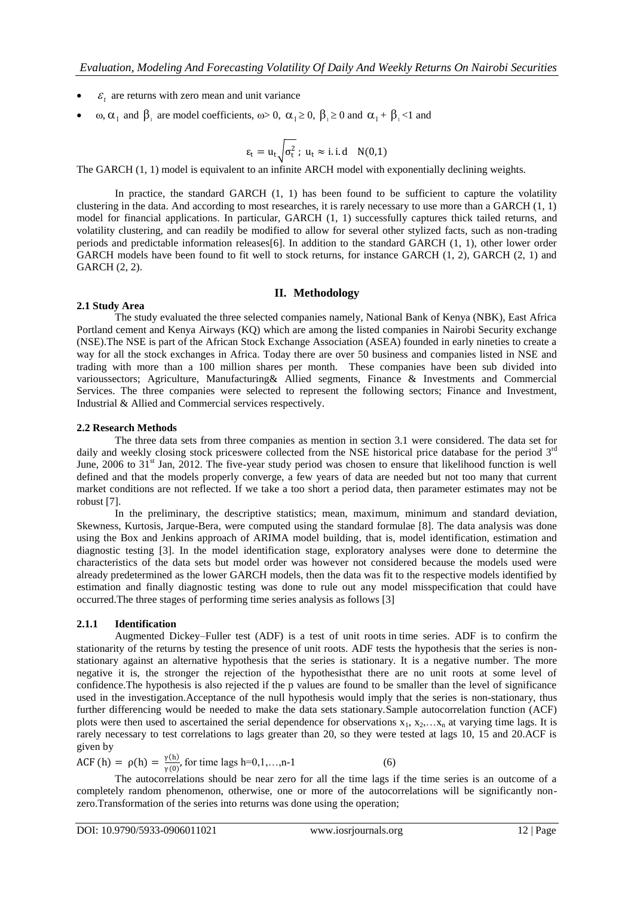- $\varepsilon_t$ are returns with zero mean and unit variance
- $\omega$, $\alpha_1$ and $\beta_1$ are model coefficients, $\omega > 0$, $\alpha_1 \geq 0$, $\beta_1 \geq 0$ and $\alpha_1 + \beta_1 < 1$ and

$$\varepsilon_t = u_t\sqrt{\sigma_t^2}\ ;\ u_t \approx \text{i.i.d}\quad N(0,1)$$

The GARCH (1, 1) model is equivalent to an infinite ARCH model with exponentially declining weights.

In practice, the standard GARCH (1, 1) has been found to be sufficient to capture the volatility clustering in the data. And according to most researches, it is rarely necessary to use more than a GARCH (1, 1) model for financial applications. In particular, GARCH (1, 1) successfully captures thick tailed returns, and volatility clustering, and can readily be modified to allow for several other stylized facts, such as non-trading periods and predictable information releases[6]. In addition to the standard GARCH (1, 1), other lower order GARCH models have been found to fit well to stock returns, for instance GARCH (1, 2), GARCH (2, 1) and GARCH (2, 2).

## II. Methodology

### 2.1 Study Area

The study evaluated the three selected companies namely, National Bank of Kenya (NBK), East Africa Portland cement and Kenya Airways (KQ) which are among the listed companies in Nairobi Security exchange (NSE).The NSE is part of the African Stock Exchange Association (ASEA) founded in early nineties to create a way for all the stock exchanges in Africa. Today there are over 50 business and companies listed in NSE and trading with more than a 100 million shares per month. These companies have been sub divided into varioussectors; Agriculture, Manufacturing& Allied segments, Finance & Investments and Commercial Services. The three companies were selected to represent the following sectors; Finance and Investment, Industrial & Allied and Commercial services respectively.

### 2.2 Research Methods

The three data sets from three companies as mention in section 3.1 were considered. The data set for daily and weekly closing stock priceswere collected from the NSE historical price database for the period 3rd June, 2006 to 31st Jan, 2012. The five-year study period was chosen to ensure that likelihood function is well defined and that the models properly converge, a few years of data are needed but not too many that current market conditions are not reflected. If we take a too short a period data, then parameter estimates may not be robust [7].

In the preliminary, the descriptive statistics; mean, maximum, minimum and standard deviation, Skewness, Kurtosis, Jarque-Bera, were computed using the standard formulae [8]. The data analysis was done using the Box and Jenkins approach of ARIMA model building, that is, model identification, estimation and diagnostic testing [3]. In the model identification stage, exploratory analyses were done to determine the characteristics of the data sets but model order was however not considered because the models used were already predetermined as the lower GARCH models, then the data was fit to the respective models identified by estimation and finally diagnostic testing was done to rule out any model misspecification that could have occurred.The three stages of performing time series analysis as follows [3]

#### 2.1.1 Identification

Augmented Dickey–Fuller test (ADF) is a test of unit roots in time series. ADF is to confirm the stationarity of the returns by testing the presence of unit roots. ADF tests the hypothesis that the series is non-stationary against an alternative hypothesis that the series is stationary. It is a negative number. The more negative it is, the stronger the rejection of the hypothesisthat there are no unit roots at some level of confidence.The hypothesis is also rejected if the p values are found to be smaller than the level of significance used in the investigation.Acceptance of the null hypothesis would imply that the series is non-stationary, thus further differencing would be needed to make the data sets stationary.Sample autocorrelation function (ACF) plots were then used to ascertained the serial dependence for observations $x_1, x_2, \ldots x_n$ at varying time lags. It is rarely necessary to test correlations to lags greater than 20, so they were tested at lags 10, 15 and 20.ACF is given by

$$\text{ACF}(h) = \rho(h) = \frac{\gamma(h)}{\gamma(0)},\ \text{for time lags } h=0,1,\ldots,n-1 \qquad (6)$$

The autocorrelations should be near zero for all the time lags if the time series is an outcome of a completely random phenomenon, otherwise, one or more of the autocorrelations will be significantly non-zero.Transformation of the series into returns was done using the operation;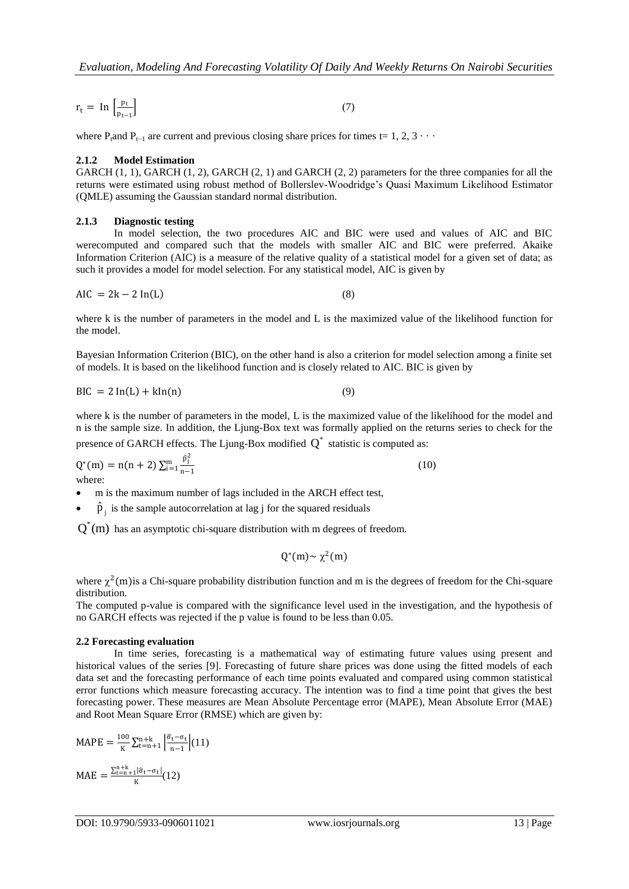$$r_t = \text{In}\left[\frac{p_t}{p_{t-1}}\right] \tag{7}$$

where $P_t$and $P_{t-1}$ are current and previous closing share prices for times t= 1, 2, 3 · · ·

### 2.1.2 Model Estimation

GARCH (1, 1), GARCH (1, 2), GARCH (2, 1) and GARCH (2, 2) parameters for the three companies for all the returns were estimated using robust method of Bollerslev-Woodridge's Quasi Maximum Likelihood Estimator (QMLE) assuming the Gaussian standard normal distribution.

### 2.1.3 Diagnostic testing

In model selection, the two procedures AIC and BIC were used and values of AIC and BIC werecomputed and compared such that the models with smaller AIC and BIC were preferred. Akaike Information Criterion (AIC) is a measure of the relative quality of a statistical model for a given set of data; as such it provides a model for model selection. For any statistical model, AIC is given by

$$\text{AIC} = 2k - 2\,\text{In}(L) \tag{8}$$

where k is the number of parameters in the model and L is the maximized value of the likelihood function for the model.

Bayesian Information Criterion (BIC), on the other hand is also a criterion for model selection among a finite set of models. It is based on the likelihood function and is closely related to AIC. BIC is given by

$$\text{BIC} = 2\,\text{In}(L) + k\text{In}(n) \tag{9}$$

where k is the number of parameters in the model, L is the maximized value of the likelihood for the model and n is the sample size. In addition, the Ljung-Box text was formally applied on the returns series to check for the presence of GARCH effects. The Ljung-Box modified $Q^*$ statistic is computed as:

$$Q^*(m) = n(n+2)\sum_{i=1}^{m}\frac{\hat{p}_j^2}{n-1} \tag{10}$$

where:

- m is the maximum number of lags included in the ARCH effect test,
- $\hat{p}_j$ is the sample autocorrelation at lag j for the squared residuals

$Q^*(m)$ has an asymptotic chi-square distribution with m degrees of freedom.

$$Q^*(m) \sim \chi^2(m)$$

where $\chi^2(m)$is a Chi-square probability distribution function and m is the degrees of freedom for the Chi-square distribution.

The computed p-value is compared with the significance level used in the investigation, and the hypothesis of no GARCH effects was rejected if the p value is found to be less than 0.05.

## 2.2 Forecasting evaluation

In time series, forecasting is a mathematical way of estimating future values using present and historical values of the series [9]. Forecasting of future share prices was done using the fitted models of each data set and the forecasting performance of each time points evaluated and compared using common statistical error functions which measure forecasting accuracy. The intention was to find a time point that gives the best forecasting power. These measures are Mean Absolute Percentage error (MAPE), Mean Absolute Error (MAE) and Root Mean Square Error (RMSE) which are given by:

$$\text{MAPE} = \frac{100}{K}\sum_{t=n+1}^{n+k}\left|\frac{\hat{\sigma}_t - \sigma_t}{n-1}\right| \tag{11}$$

$$\text{MAE} = \frac{\sum_{t=n+1}^{n+k}|\hat{\sigma}_t - \sigma_t|}{K} \tag{12}$$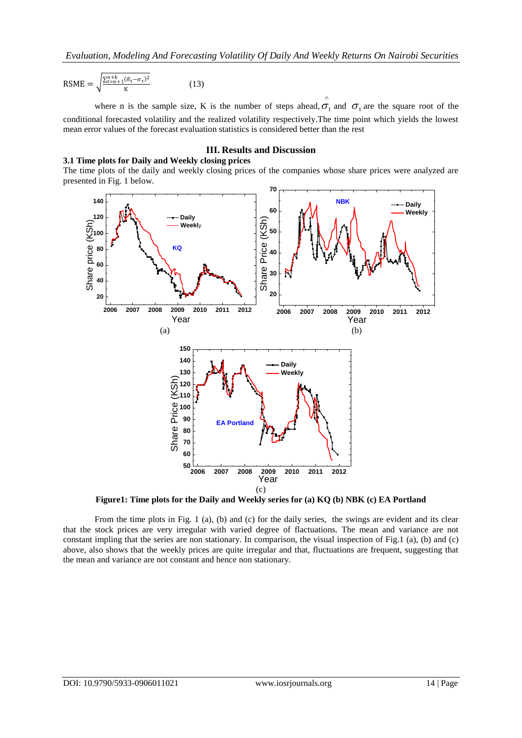$$RSME = \sqrt{\frac{\sum_{t=n+1}^{n+k}(\hat{\sigma}_t - \sigma_t)^2}{K}} \qquad (13)$$

where n is the sample size, K is the number of steps ahead, $\hat{\sigma}_t$ and $\sigma_t$ are the square root of the conditional forecasted volatility and the realized volatility respectively.The time point which yields the lowest mean error values of the forecast evaluation statistics is considered better than the rest

## III. Results and Discussion

### 3.1 Time plots for Daily and Weekly closing prices

The time plots of the daily and weekly closing prices of the companies whose share prices were analyzed are presented in Fig. 1 below.

**Figure1: Time plots for the Daily and Weekly series for (a) KQ (b) NBK (c) EA Portland**

From the time plots in Fig. 1 (a), (b) and (c) for the daily series, the swings are evident and its clear that the stock prices are very irregular with varied degree of flactuations. The mean and variance are not constant impling that the series are non stationary. In comparison, the visual inspection of Fig.1 (a), (b) and (c) above, also shows that the weekly prices are quite irregular and that, fluctuations are frequent, suggesting that the mean and variance are not constant and hence non stationary.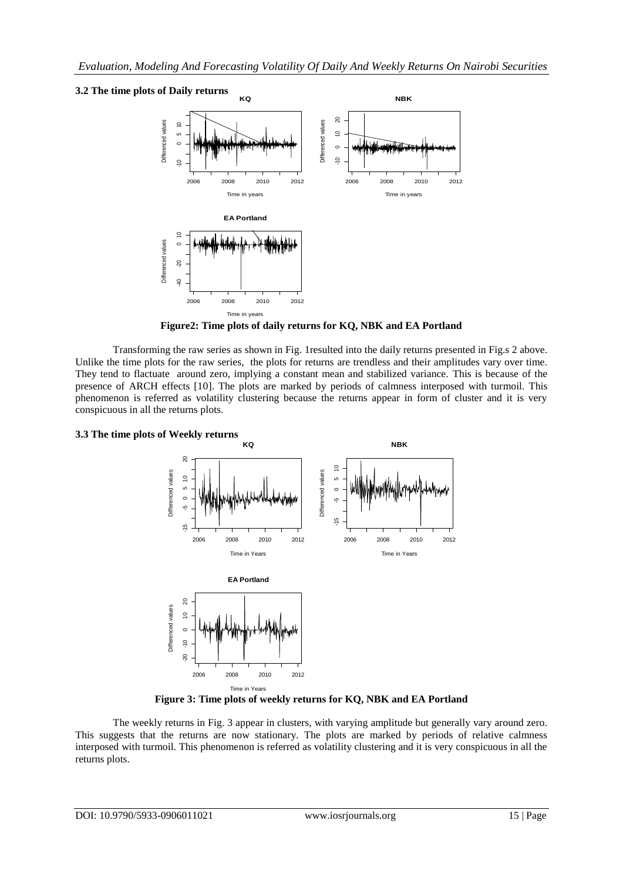### 3.2 The time plots of Daily returns

**Figure2: Time plots of daily returns for KQ, NBK and EA Portland**

Transforming the raw series as shown in Fig. 1resulted into the daily returns presented in Fig.s 2 above. Unlike the time plots for the raw series, the plots for returns are trendless and their amplitudes vary over time. They tend to flactuate around zero, implying a constant mean and stabilized variance. This is because of the presence of ARCH effects [10]. The plots are marked by periods of calmness interposed with turmoil. This phenomenon is referred as volatility clustering because the returns appear in form of cluster and it is very conspicuous in all the returns plots.

### 3.3 The time plots of Weekly returns

**Figure 3: Time plots of weekly returns for KQ, NBK and EA Portland**

The weekly returns in Fig. 3 appear in clusters, with varying amplitude but generally vary around zero. This suggests that the returns are now stationary. The plots are marked by periods of relative calmness interposed with turmoil. This phenomenon is referred as volatility clustering and it is very conspicuous in all the returns plots.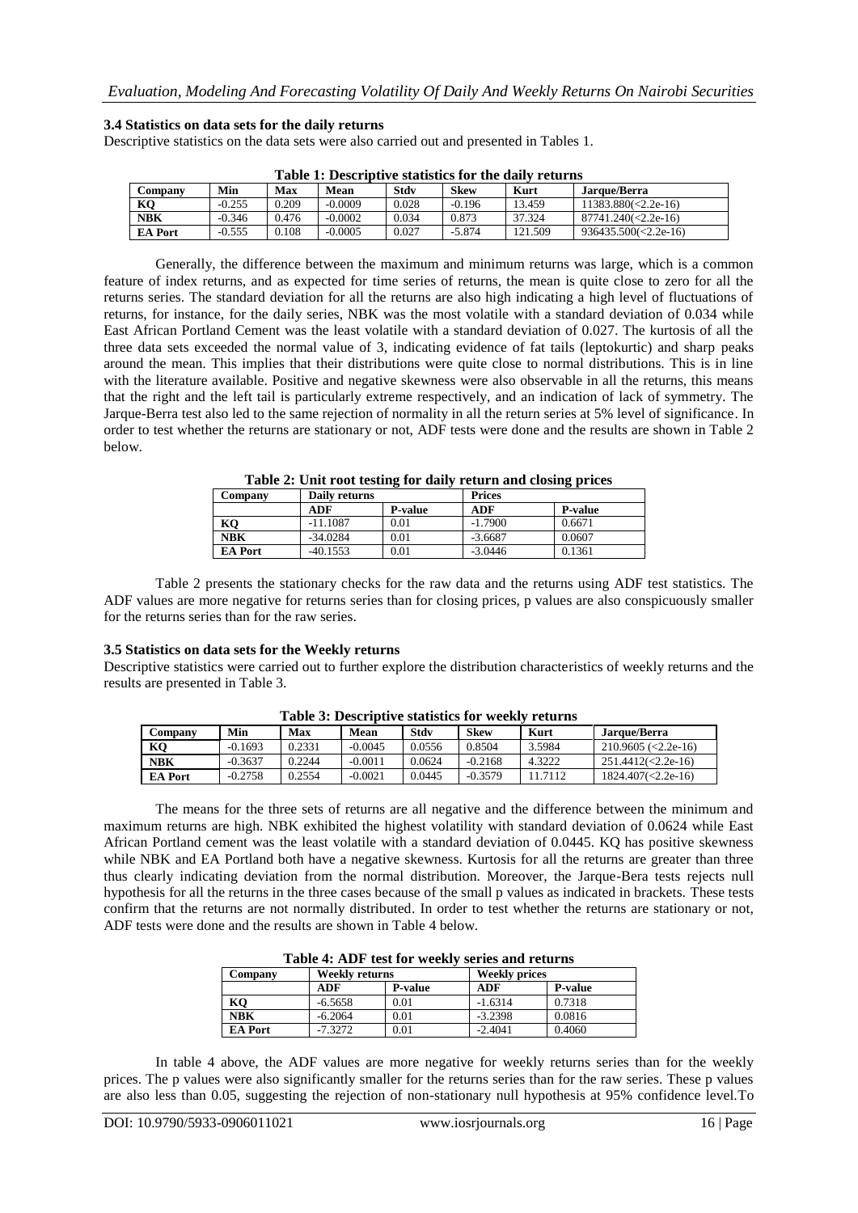### 3.4 Statistics on data sets for the daily returns

Descriptive statistics on the data sets were also carried out and presented in Tables 1.

**Table 1: Descriptive statistics for the daily returns**

| Company | Min | Max | Mean | Stdv | Skew | Kurt | Jarque/Berra |
|---|---|---|---|---|---|---|---|
| KQ | -0.255 | 0.209 | -0.0009 | 0.028 | -0.196 | 13.459 | 11383.880(<2.2e-16) |
| NBK | -0.346 | 0.476 | -0.0002 | 0.034 | 0.873 | 37.324 | 87741.240(<2.2e-16) |
| EA Port | -0.555 | 0.108 | -0.0005 | 0.027 | -5.874 | 121.509 | 936435.500(<2.2e-16) |

Generally, the difference between the maximum and minimum returns was large, which is a common feature of index returns, and as expected for time series of returns, the mean is quite close to zero for all the returns series. The standard deviation for all the returns are also high indicating a high level of fluctuations of returns, for instance, for the daily series, NBK was the most volatile with a standard deviation of 0.034 while East African Portland Cement was the least volatile with a standard deviation of 0.027. The kurtosis of all the three data sets exceeded the normal value of 3, indicating evidence of fat tails (leptokurtic) and sharp peaks around the mean. This implies that their distributions were quite close to normal distributions. This is in line with the literature available. Positive and negative skewness were also observable in all the returns, this means that the right and the left tail is particularly extreme respectively, and an indication of lack of symmetry. The Jarque-Berra test also led to the same rejection of normality in all the return series at 5% level of significance. In order to test whether the returns are stationary or not, ADF tests were done and the results are shown in Table 2 below.

**Table 2: Unit root testing for daily return and closing prices**

| Company | Daily returns | | Prices | |
|---|---|---|---|---|
| | ADF | P-value | ADF | P-value |
| KQ | -11.1087 | 0.01 | -1.7900 | 0.6671 |
| NBK | -34.0284 | 0.01 | -3.6687 | 0.0607 |
| EA Port | -40.1553 | 0.01 | -3.0446 | 0.1361 |

Table 2 presents the stationary checks for the raw data and the returns using ADF test statistics. The ADF values are more negative for returns series than for closing prices, p values are also conspicuously smaller for the returns series than for the raw series.

### 3.5 Statistics on data sets for the Weekly returns

Descriptive statistics were carried out to further explore the distribution characteristics of weekly returns and the results are presented in Table 3.

**Table 3: Descriptive statistics for weekly returns**

| Company | Min | Max | Mean | Stdv | Skew | Kurt | Jarque/Berra |
|---|---|---|---|---|---|---|---|
| KQ | -0.1693 | 0.2331 | -0.0045 | 0.0556 | 0.8504 | 3.5984 | 210.9605 (<2.2e-16) |
| NBK | -0.3637 | 0.2244 | -0.0011 | 0.0624 | -0.2168 | 4.3222 | 251.4412(<2.2e-16) |
| EA Port | -0.2758 | 0.2554 | -0.0021 | 0.0445 | -0.3579 | 11.7112 | 1824.407(<2.2e-16) |

The means for the three sets of returns are all negative and the difference between the minimum and maximum returns are high. NBK exhibited the highest volatility with standard deviation of 0.0624 while East African Portland cement was the least volatile with a standard deviation of 0.0445. KQ has positive skewness while NBK and EA Portland both have a negative skewness. Kurtosis for all the returns are greater than three thus clearly indicating deviation from the normal distribution. Moreover, the Jarque-Bera tests rejects null hypothesis for all the returns in the three cases because of the small p values as indicated in brackets. These tests confirm that the returns are not normally distributed. In order to test whether the returns are stationary or not, ADF tests were done and the results are shown in Table 4 below.

**Table 4: ADF test for weekly series and returns**

| Company | Weekly returns | | Weekly prices | |
|---|---|---|---|---|
| | ADF | P-value | ADF | P-value |
| KQ | -6.5658 | 0.01 | -1.6314 | 0.7318 |
| NBK | -6.2064 | 0.01 | -3.2398 | 0.0816 |
| EA Port | -7.3272 | 0.01 | -2.4041 | 0.4060 |

In table 4 above, the ADF values are more negative for weekly returns series than for the weekly prices. The p values were also significantly smaller for the returns series than for the raw series. These p values are also less than 0.05, suggesting the rejection of non-stationary null hypothesis at 95% confidence level.To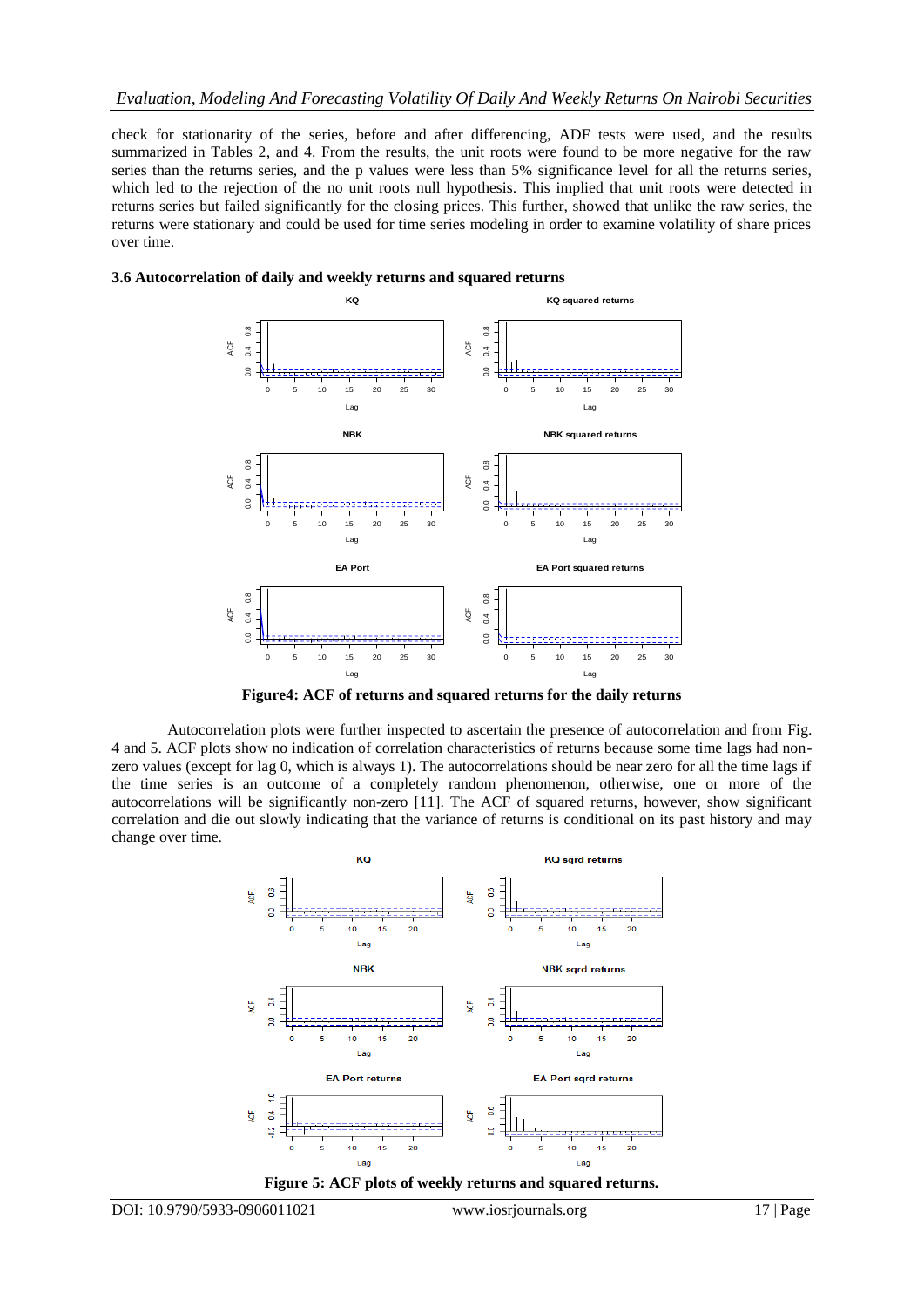check for stationarity of the series, before and after differencing, ADF tests were used, and the results summarized in Tables 2, and 4. From the results, the unit roots were found to be more negative for the raw series than the returns series, and the p values were less than 5% significance level for all the returns series, which led to the rejection of the no unit roots null hypothesis. This implied that unit roots were detected in returns series but failed significantly for the closing prices. This further, showed that unlike the raw series, the returns were stationary and could be used for time series modeling in order to examine volatility of share prices over time.

### 3.6 Autocorrelation of daily and weekly returns and squared returns

**Figure4: ACF of returns and squared returns for the daily returns**

Autocorrelation plots were further inspected to ascertain the presence of autocorrelation and from Fig. 4 and 5. ACF plots show no indication of correlation characteristics of returns because some time lags had non-zero values (except for lag 0, which is always 1). The autocorrelations should be near zero for all the time lags if the time series is an outcome of a completely random phenomenon, otherwise, one or more of the autocorrelations will be significantly non-zero [11]. The ACF of squared returns, however, show significant correlation and die out slowly indicating that the variance of returns is conditional on its past history and may change over time.

**Figure 5: ACF plots of weekly returns and squared returns.**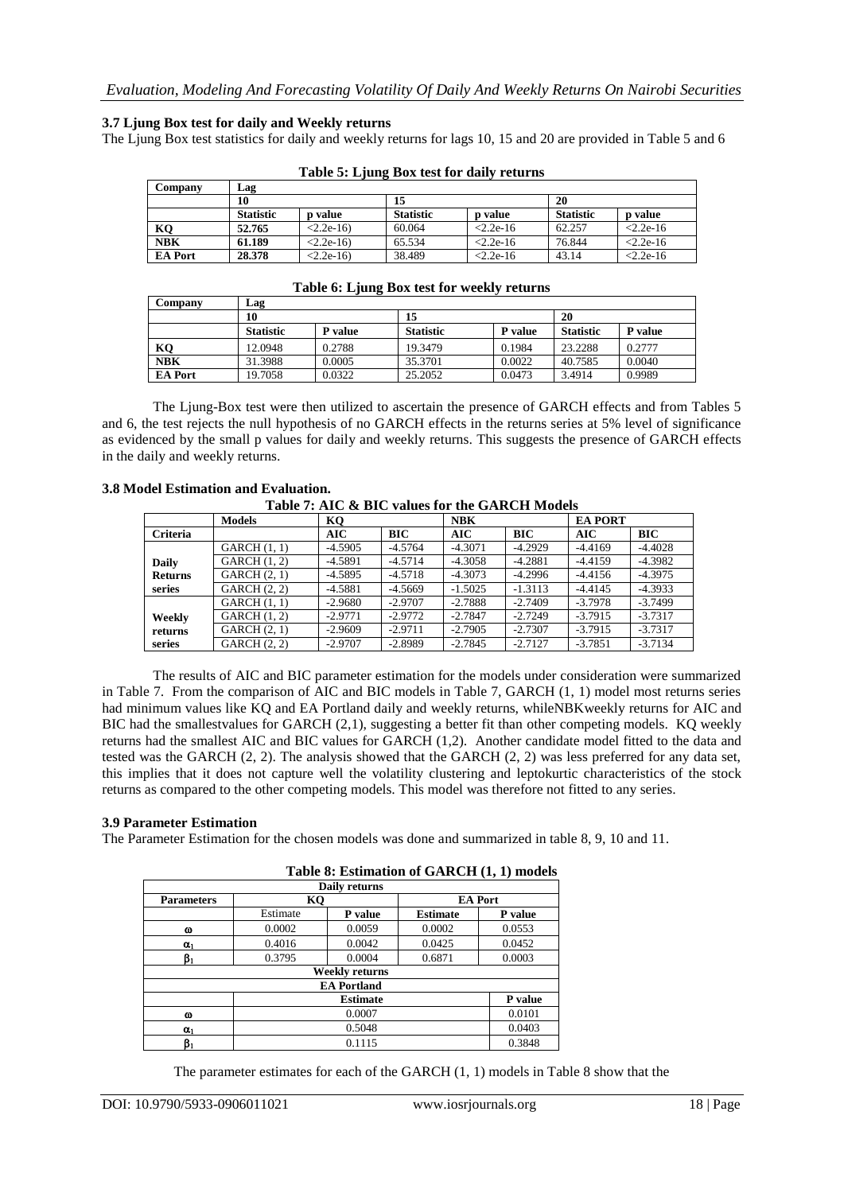### 3.7 Ljung Box test for daily and Weekly returns

The Ljung Box test statistics for daily and weekly returns for lags 10, 15 and 20 are provided in Table 5 and 6

**Table 5: Ljung Box test for daily returns**

| Company | Lag | | | | | |
|---|---|---|---|---|---|---|
| | 10 | | 15 | | 20 | |
| | **Statistic** | **p value** | **Statistic** | **p value** | **Statistic** | **p value** |
| **KQ** | **52.765** | <2.2e-16) | 60.064 | <2.2e-16 | 62.257 | <2.2e-16 |
| **NBK** | **61.189** | <2.2e-16) | 65.534 | <2.2e-16 | 76.844 | <2.2e-16 |
| **EA Port** | **28.378** | <2.2e-16) | 38.489 | <2.2e-16 | 43.14 | <2.2e-16 |

**Table 6: Ljung Box test for weekly returns**

| Company | Lag | | | | | |
|---|---|---|---|---|---|---|
| | 10 | | 15 | | 20 | |
| | **Statistic** | **P value** | **Statistic** | **P value** | **Statistic** | **P value** |
| **KQ** | 12.0948 | 0.2788 | 19.3479 | 0.1984 | 23.2288 | 0.2777 |
| **NBK** | 31.3988 | 0.0005 | 35.3701 | 0.0022 | 40.7585 | 0.0040 |
| **EA Port** | 19.7058 | 0.0322 | 25.2052 | 0.0473 | 3.4914 | 0.9989 |

The Ljung-Box test were then utilized to ascertain the presence of GARCH effects and from Tables 5 and 6, the test rejects the null hypothesis of no GARCH effects in the returns series at 5% level of significance as evidenced by the small p values for daily and weekly returns. This suggests the presence of GARCH effects in the daily and weekly returns.

### 3.8 Model Estimation and Evaluation.

**Table 7: AIC & BIC values for the GARCH Models**

| | Models | KQ | | NBK | | EA PORT | |
|---|---|---|---|---|---|---|---|
| **Criteria** | | **AIC** | **BIC** | **AIC** | **BIC** | **AIC** | **BIC** |
| **Daily Returns series** | GARCH (1, 1) | -4.5905 | -4.5764 | -4.3071 | -4.2929 | -4.4169 | -4.4028 |
| | GARCH (1, 2) | -4.5891 | -4.5714 | -4.3058 | -4.2881 | -4.4159 | -4.3982 |
| | GARCH (2, 1) | -4.5895 | -4.5718 | -4.3073 | -4.2996 | -4.4156 | -4.3975 |
| | GARCH (2, 2) | -4.5881 | -4.5669 | -1.5025 | -1.3113 | -4.4145 | -4.3933 |
| **Weekly returns series** | GARCH (1, 1) | -2.9680 | -2.9707 | -2.7888 | -2.7409 | -3.7978 | -3.7499 |
| | GARCH (1, 2) | -2.9771 | -2.9772 | -2.7847 | -2.7249 | -3.7915 | -3.7317 |
| | GARCH (2, 1) | -2.9609 | -2.9711 | -2.7905 | -2.7307 | -3.7915 | -3.7317 |
| | GARCH (2, 2) | -2.9707 | -2.8989 | -2.7845 | -2.7127 | -3.7851 | -3.7134 |

The results of AIC and BIC parameter estimation for the models under consideration were summarized in Table 7. From the comparison of AIC and BIC models in Table 7, GARCH (1, 1) model most returns series had minimum values like KQ and EA Portland daily and weekly returns, whileNBKweekly returns for AIC and BIC had the smallestvalues for GARCH (2,1), suggesting a better fit than other competing models. KQ weekly returns had the smallest AIC and BIC values for GARCH (1,2). Another candidate model fitted to the data and tested was the GARCH (2, 2). The analysis showed that the GARCH (2, 2) was less preferred for any data set, this implies that it does not capture well the volatility clustering and leptokurtic characteristics of the stock returns as compared to the other competing models. This model was therefore not fitted to any series.

### 3.9 Parameter Estimation

The Parameter Estimation for the chosen models was done and summarized in table 8, 9, 10 and 11.

**Table 8: Estimation of GARCH (1, 1) models**

| Daily returns | | | | |
|---|---|---|---|---|
| **Parameters** | **KQ** | | **EA Port** | |
| | Estimate | P value | **Estimate** | **P value** |
| $\omega$ | 0.0002 | 0.0059 | 0.0002 | 0.0553 |
| $\alpha_1$ | 0.4016 | 0.0042 | 0.0425 | 0.0452 |
| $\beta_1$ | 0.3795 | 0.0004 | 0.6871 | 0.0003 |
| **Weekly returns** | | | | |
| **EA Portland** | | | | |
| | **Estimate** | | | **P value** |
| $\omega$ | 0.0007 | | | 0.0101 |
| $\alpha_1$ | 0.5048 | | | 0.0403 |
| $\beta_1$ | 0.1115 | | | 0.3848 |

The parameter estimates for each of the GARCH (1, 1) models in Table 8 show that the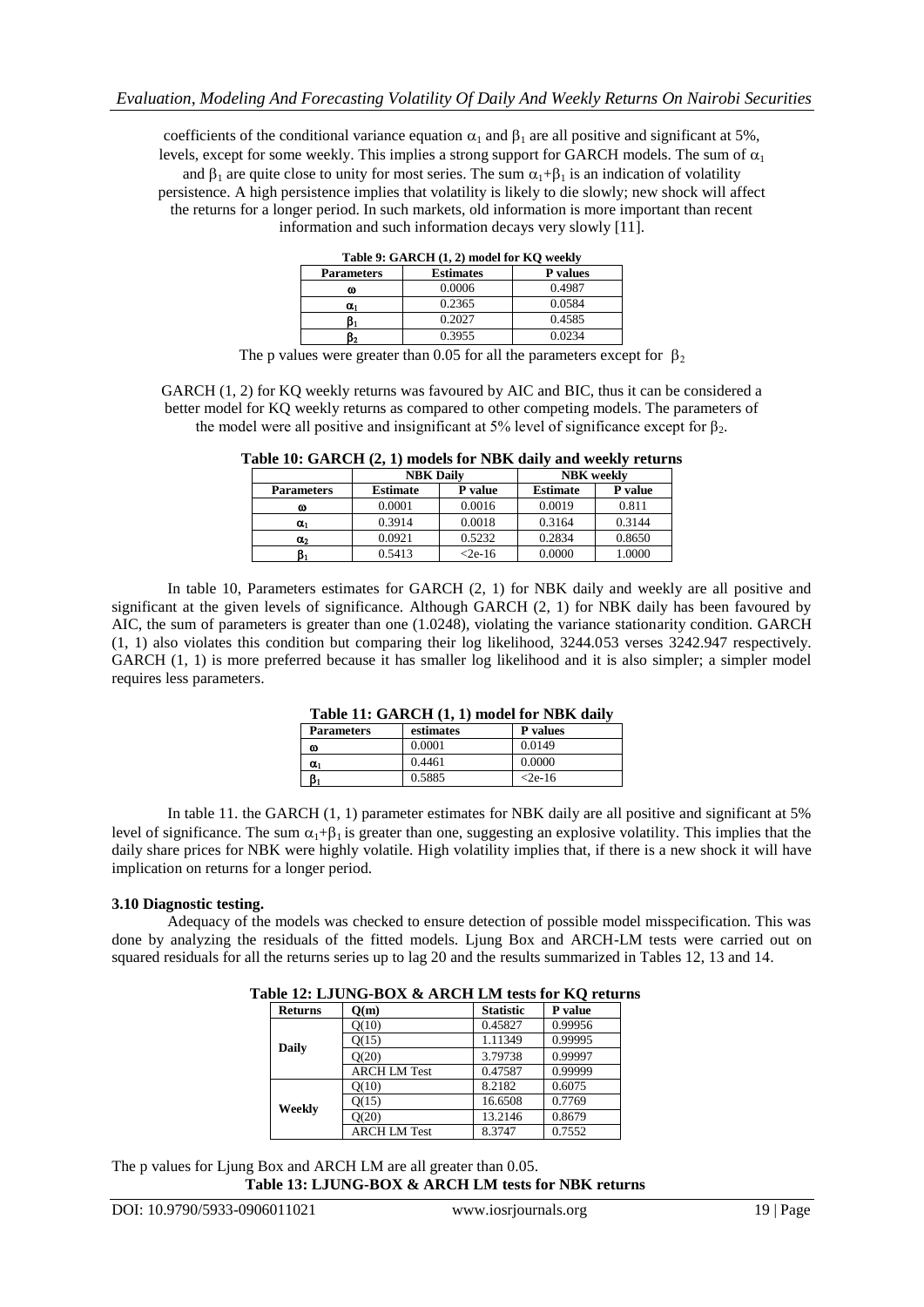coefficients of the conditional variance equation $\alpha_1$ and $\beta_1$ are all positive and significant at 5%, levels, except for some weekly. This implies a strong support for GARCH models. The sum of $\alpha_1$ and $\beta_1$ are quite close to unity for most series. The sum $\alpha_1+\beta_1$ is an indication of volatility persistence. A high persistence implies that volatility is likely to die slowly; new shock will affect the returns for a longer period. In such markets, old information is more important than recent information and such information decays very slowly [11].

**Table 9: GARCH (1, 2) model for KQ weekly**

| Parameters | Estimates | P values |
|---|---|---|
| $\omega$ | 0.0006 | 0.4987 |
| $\alpha_1$ | 0.2365 | 0.0584 |
| $\beta_1$ | 0.2027 | 0.4585 |
| $\beta_2$ | 0.3955 | 0.0234 |

The p values were greater than 0.05 for all the parameters except for $\beta_2$

GARCH (1, 2) for KQ weekly returns was favoured by AIC and BIC, thus it can be considered a better model for KQ weekly returns as compared to other competing models. The parameters of the model were all positive and insignificant at 5% level of significance except for $\beta_2$.

**Table 10: GARCH (2, 1) models for NBK daily and weekly returns**

| | NBK Daily | | NBK weekly | |
|---|---|---|---|---|
| **Parameters** | **Estimate** | **P value** | **Estimate** | **P value** |
| $\omega$ | 0.0001 | 0.0016 | 0.0019 | 0.811 |
| $\alpha_1$ | 0.3914 | 0.0018 | 0.3164 | 0.3144 |
| $\alpha_2$ | 0.0921 | 0.5232 | 0.2834 | 0.8650 |
| $\beta_1$ | 0.5413 | <2e-16 | 0.0000 | 1.0000 |

In table 10, Parameters estimates for GARCH (2, 1) for NBK daily and weekly are all positive and significant at the given levels of significance. Although GARCH (2, 1) for NBK daily has been favoured by AIC, the sum of parameters is greater than one (1.0248), violating the variance stationarity condition. GARCH (1, 1) also violates this condition but comparing their log likelihood, 3244.053 verses 3242.947 respectively. GARCH (1, 1) is more preferred because it has smaller log likelihood and it is also simpler; a simpler model requires less parameters.

**Table 11: GARCH (1, 1) model for NBK daily**

| Parameters | estimates | P values |
|---|---|---|
| $\omega$ | 0.0001 | 0.0149 |
| $\alpha_1$ | 0.4461 | 0.0000 |
| $\beta_1$ | 0.5885 | <2e-16 |

In table 11. the GARCH (1, 1) parameter estimates for NBK daily are all positive and significant at 5% level of significance. The sum $\alpha_1+\beta_1$ is greater than one, suggesting an explosive volatility. This implies that the daily share prices for NBK were highly volatile. High volatility implies that, if there is a new shock it will have implication on returns for a longer period.

### 3.10 Diagnostic testing.

Adequacy of the models was checked to ensure detection of possible model misspecification. This was done by analyzing the residuals of the fitted models. Ljung Box and ARCH-LM tests were carried out on squared residuals for all the returns series up to lag 20 and the results summarized in Tables 12, 13 and 14.

**Table 12: LJUNG-BOX & ARCH LM tests for KQ returns**

| Returns | Q(m) | Statistic | P value |
|---|---|---|---|
| Daily | Q(10) | 0.45827 | 0.99956 |
| | Q(15) | 1.11349 | 0.99995 |
| | Q(20) | 3.79738 | 0.99997 |
| | ARCH LM Test | 0.47587 | 0.99999 |
| Weekly | Q(10) | 8.2182 | 0.6075 |
| | Q(15) | 16.6508 | 0.7769 |
| | Q(20) | 13.2146 | 0.8679 |
| | ARCH LM Test | 8.3747 | 0.7552 |

The p values for Ljung Box and ARCH LM are all greater than 0.05.

**Table 13: LJUNG-BOX & ARCH LM tests for NBK returns**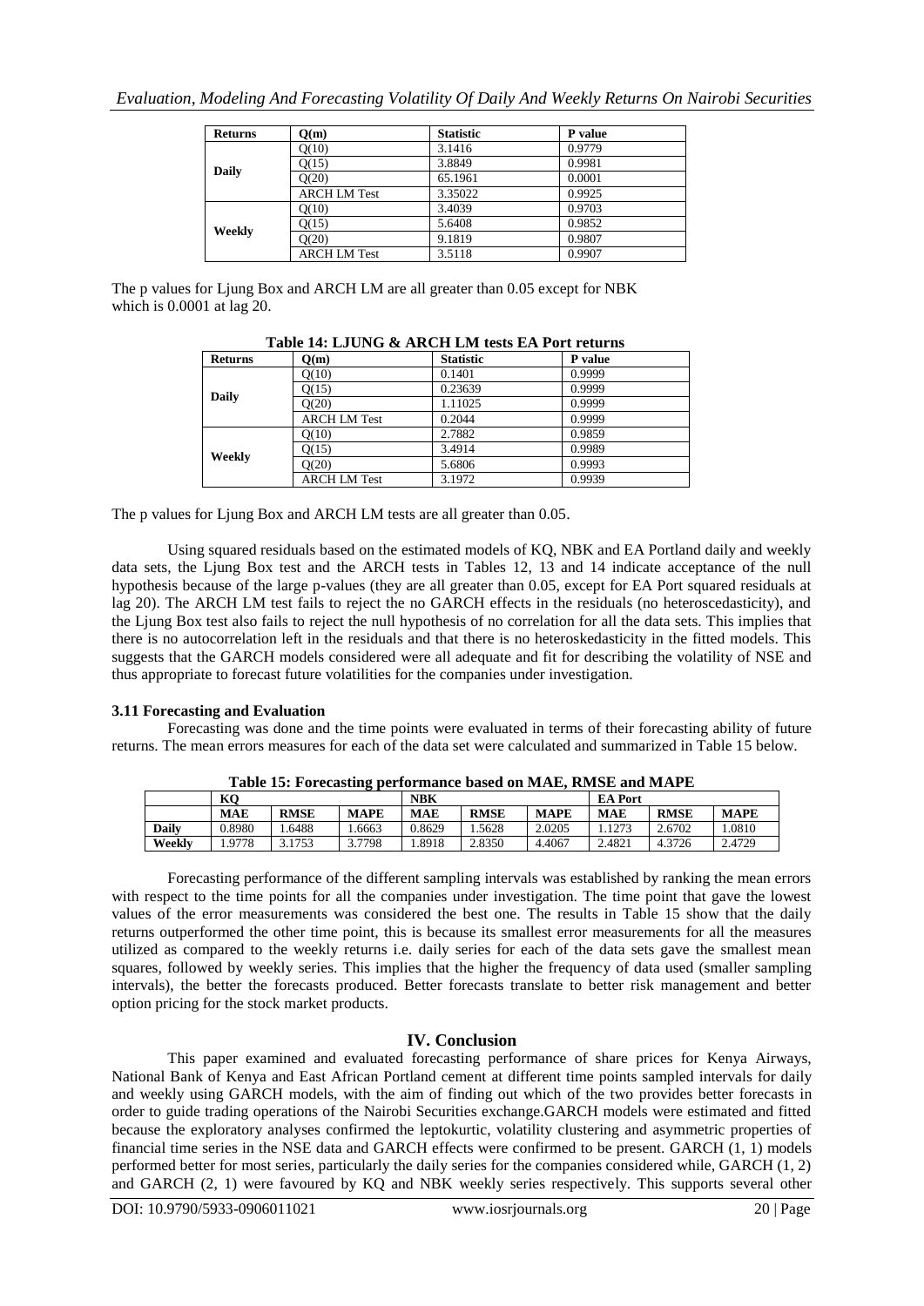| Returns | Q(m) | Statistic | P value |
|---|---|---|---|
| Daily | Q(10) | 3.1416 | 0.9779 |
| | Q(15) | 3.8849 | 0.9981 |
| | Q(20) | 65.1961 | 0.0001 |
| | ARCH LM Test | 3.35022 | 0.9925 |
| Weekly | Q(10) | 3.4039 | 0.9703 |
| | Q(15) | 5.6408 | 0.9852 |
| | Q(20) | 9.1819 | 0.9807 |
| | ARCH LM Test | 3.5118 | 0.9907 |

The p values for Ljung Box and ARCH LM are all greater than 0.05 except for NBK which is 0.0001 at lag 20.

**Table 14: LJUNG & ARCH LM tests EA Port returns**

| Returns | Q(m) | Statistic | P value |
|---|---|---|---|
| Daily | Q(10) | 0.1401 | 0.9999 |
| | Q(15) | 0.23639 | 0.9999 |
| | Q(20) | 1.11025 | 0.9999 |
| | ARCH LM Test | 0.2044 | 0.9999 |
| Weekly | Q(10) | 2.7882 | 0.9859 |
| | Q(15) | 3.4914 | 0.9989 |
| | Q(20) | 5.6806 | 0.9993 |
| | ARCH LM Test | 3.1972 | 0.9939 |

The p values for Ljung Box and ARCH LM tests are all greater than 0.05.

Using squared residuals based on the estimated models of KQ, NBK and EA Portland daily and weekly data sets, the Ljung Box test and the ARCH tests in Tables 12, 13 and 14 indicate acceptance of the null hypothesis because of the large p-values (they are all greater than 0.05, except for EA Port squared residuals at lag 20). The ARCH LM test fails to reject the no GARCH effects in the residuals (no heteroscedasticity), and the Ljung Box test also fails to reject the null hypothesis of no correlation for all the data sets. This implies that there is no autocorrelation left in the residuals and that there is no heteroskedasticity in the fitted models. This suggests that the GARCH models considered were all adequate and fit for describing the volatility of NSE and thus appropriate to forecast future volatilities for the companies under investigation.

### 3.11 Forecasting and Evaluation

Forecasting was done and the time points were evaluated in terms of their forecasting ability of future returns. The mean errors measures for each of the data set were calculated and summarized in Table 15 below.

**Table 15: Forecasting performance based on MAE, RMSE and MAPE**

| | KQ | | | NBK | | | EA Port | | |
|---|---|---|---|---|---|---|---|---|---|
| | MAE | RMSE | MAPE | MAE | RMSE | MAPE | MAE | RMSE | MAPE |
| Daily | 0.8980 | 1.6488 | 1.6663 | 0.8629 | 1.5628 | 2.0205 | 1.1273 | 2.6702 | 1.0810 |
| Weekly | 1.9778 | 3.1753 | 3.7798 | 1.8918 | 2.8350 | 4.4067 | 2.4821 | 4.3726 | 2.4729 |

Forecasting performance of the different sampling intervals was established by ranking the mean errors with respect to the time points for all the companies under investigation. The time point that gave the lowest values of the error measurements was considered the best one. The results in Table 15 show that the daily returns outperformed the other time point, this is because its smallest error measurements for all the measures utilized as compared to the weekly returns i.e. daily series for each of the data sets gave the smallest mean squares, followed by weekly series. This implies that the higher the frequency of data used (smaller sampling intervals), the better the forecasts produced. Better forecasts translate to better risk management and better option pricing for the stock market products.

## IV. Conclusion

This paper examined and evaluated forecasting performance of share prices for Kenya Airways, National Bank of Kenya and East African Portland cement at different time points sampled intervals for daily and weekly using GARCH models, with the aim of finding out which of the two provides better forecasts in order to guide trading operations of the Nairobi Securities exchange.GARCH models were estimated and fitted because the exploratory analyses confirmed the leptokurtic, volatility clustering and asymmetric properties of financial time series in the NSE data and GARCH effects were confirmed to be present. GARCH (1, 1) models performed better for most series, particularly the daily series for the companies considered while, GARCH (1, 2) and GARCH (2, 1) were favoured by KQ and NBK weekly series respectively. This supports several other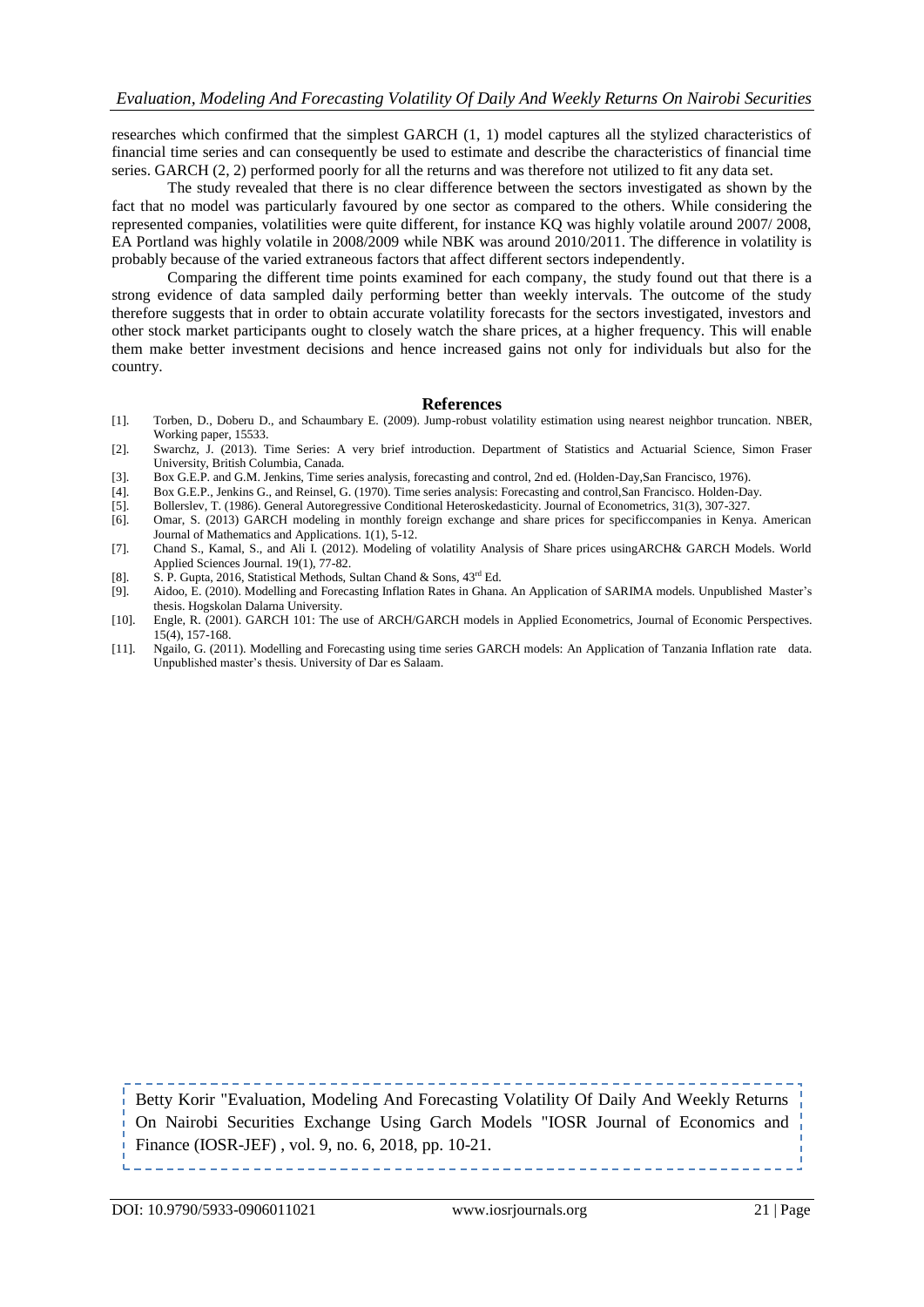researches which confirmed that the simplest GARCH (1, 1) model captures all the stylized characteristics of financial time series and can consequently be used to estimate and describe the characteristics of financial time series. GARCH (2, 2) performed poorly for all the returns and was therefore not utilized to fit any data set.

The study revealed that there is no clear difference between the sectors investigated as shown by the fact that no model was particularly favoured by one sector as compared to the others. While considering the represented companies, volatilities were quite different, for instance KQ was highly volatile around 2007/ 2008, EA Portland was highly volatile in 2008/2009 while NBK was around 2010/2011. The difference in volatility is probably because of the varied extraneous factors that affect different sectors independently.

Comparing the different time points examined for each company, the study found out that there is a strong evidence of data sampled daily performing better than weekly intervals. The outcome of the study therefore suggests that in order to obtain accurate volatility forecasts for the sectors investigated, investors and other stock market participants ought to closely watch the share prices, at a higher frequency. This will enable them make better investment decisions and hence increased gains not only for individuals but also for the country.

## References

[1]. Torben, D., Doberu D., and Schaumbary E. (2009). Jump-robust volatility estimation using nearest neighbor truncation. NBER, Working paper, 15533.

[2]. Swarchz, J. (2013). Time Series: A very brief introduction. Department of Statistics and Actuarial Science, Simon Fraser University, British Columbia, Canada.

[3]. Box G.E.P. and G.M. Jenkins, Time series analysis, forecasting and control, 2nd ed. (Holden-Day,San Francisco, 1976).

[4]. Box G.E.P., Jenkins G., and Reinsel, G. (1970). Time series analysis: Forecasting and control,San Francisco. Holden-Day.

[5]. Bollerslev, T. (1986). General Autoregressive Conditional Heteroskedasticity. Journal of Econometrics, 31(3), 307-327.

[6]. Omar, S. (2013) GARCH modeling in monthly foreign exchange and share prices for specificcompanies in Kenya. American Journal of Mathematics and Applications. 1(1), 5-12.

[7]. Chand S., Kamal, S., and Ali I. (2012). Modeling of volatility Analysis of Share prices usingARCH& GARCH Models. World Applied Sciences Journal. 19(1), 77-82.

[8]. S. P. Gupta, 2016, Statistical Methods, Sultan Chand & Sons, 43rd Ed.

[9]. Aidoo, E. (2010). Modelling and Forecasting Inflation Rates in Ghana. An Application of SARIMA models. Unpublished Master's thesis. Hogskolan Dalarna University.

[10]. Engle, R. (2001). GARCH 101: The use of ARCH/GARCH models in Applied Econometrics, Journal of Economic Perspectives. 15(4), 157-168.

[11]. Ngailo, G. (2011). Modelling and Forecasting using time series GARCH models: An Application of Tanzania Inflation rate data. Unpublished master's thesis. University of Dar es Salaam.

Betty Korir "Evaluation, Modeling And Forecasting Volatility Of Daily And Weekly Returns On Nairobi Securities Exchange Using Garch Models "IOSR Journal of Economics and Finance (IOSR-JEF) , vol. 9, no. 6, 2018, pp. 10-21.